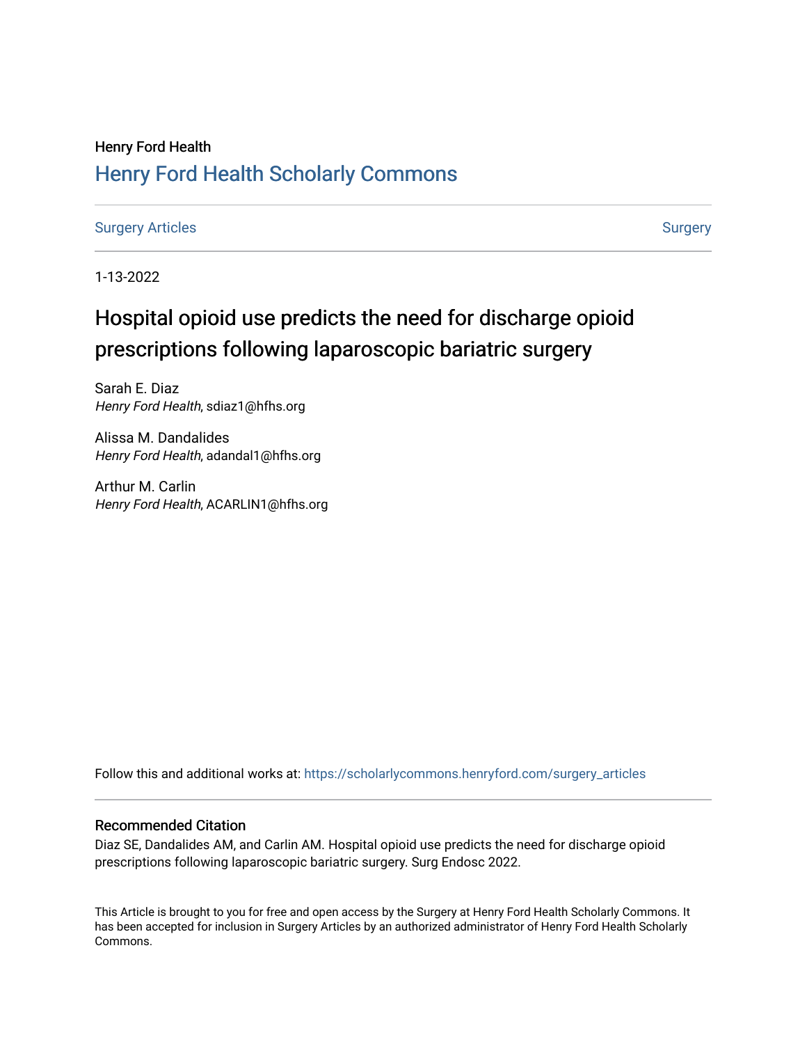Henry Ford Health

## Henry Ford Health Scholarly Commons

Surgery Articles

Surgery

1-13-2022

# Hospital opioid use predicts the need for discharge opioid prescriptions following laparoscopic bariatric surgery

Sarah E. Diaz
*Henry Ford Health*, sdiaz1@hfhs.org

Alissa M. Dandalides
*Henry Ford Health*, adandal1@hfhs.org

Arthur M. Carlin
*Henry Ford Health*, ACARLIN1@hfhs.org

Follow this and additional works at: https://scholarlycommons.henryford.com/surgery_articles

### Recommended Citation

Diaz SE, Dandalides AM, and Carlin AM. Hospital opioid use predicts the need for discharge opioid prescriptions following laparoscopic bariatric surgery. Surg Endosc 2022.

This Article is brought to you for free and open access by the Surgery at Henry Ford Health Scholarly Commons. It has been accepted for inclusion in Surgery Articles by an authorized administrator of Henry Ford Health Scholarly Commons.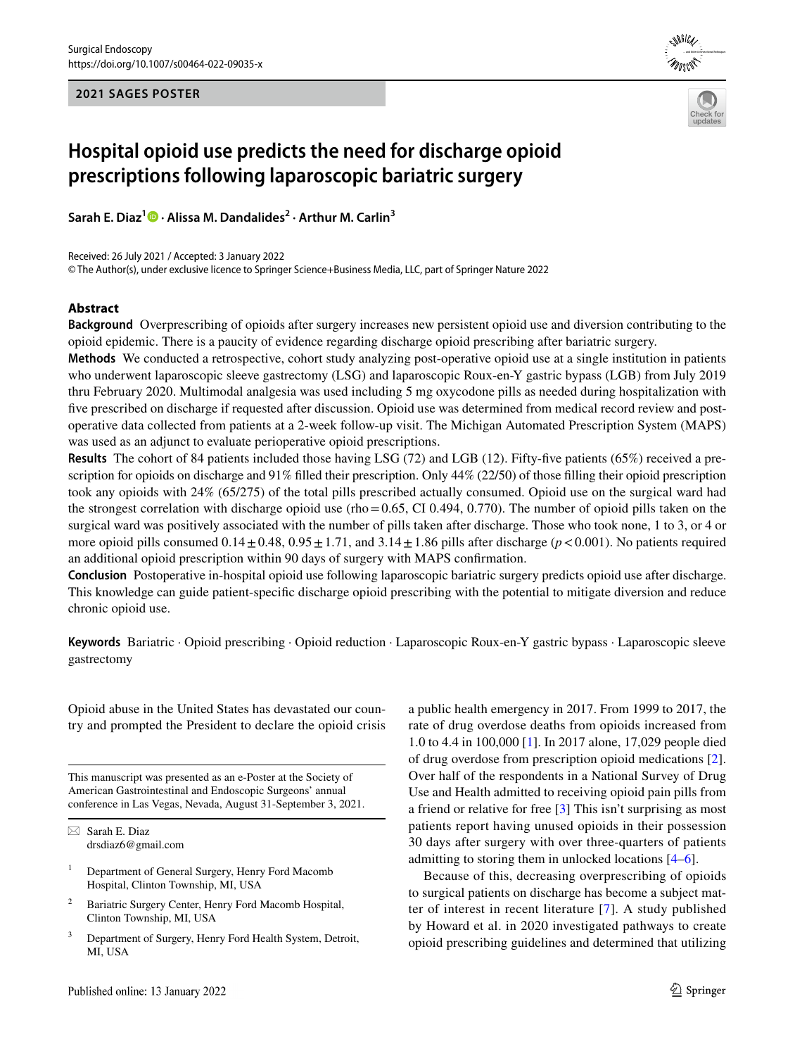**2021 SAGES POSTER**

# Hospital opioid use predicts the need for discharge opioid prescriptions following laparoscopic bariatric surgery

**Sarah E. Diaz[1] · Alissa M. Dandalides[2] · Arthur M. Carlin[3]**

Received: 26 July 2021 / Accepted: 3 January 2022
© The Author(s), under exclusive licence to Springer Science+Business Media, LLC, part of Springer Nature 2022

## Abstract

**Background** Overprescribing of opioids after surgery increases new persistent opioid use and diversion contributing to the opioid epidemic. There is a paucity of evidence regarding discharge opioid prescribing after bariatric surgery.

**Methods** We conducted a retrospective, cohort study analyzing post-operative opioid use at a single institution in patients who underwent laparoscopic sleeve gastrectomy (LSG) and laparoscopic Roux-en-Y gastric bypass (LGB) from July 2019 thru February 2020. Multimodal analgesia was used including 5 mg oxycodone pills as needed during hospitalization with five prescribed on discharge if requested after discussion. Opioid use was determined from medical record review and post-operative data collected from patients at a 2-week follow-up visit. The Michigan Automated Prescription System (MAPS) was used as an adjunct to evaluate perioperative opioid prescriptions.

**Results** The cohort of 84 patients included those having LSG (72) and LGB (12). Fifty-five patients (65%) received a prescription for opioids on discharge and 91% filled their prescription. Only 44% (22/50) of those filling their opioid prescription took any opioids with 24% (65/275) of the total pills prescribed actually consumed. Opioid use on the surgical ward had the strongest correlation with discharge opioid use (rho = 0.65, CI 0.494, 0.770). The number of opioid pills taken on the surgical ward was positively associated with the number of pills taken after discharge. Those who took none, 1 to 3, or 4 or more opioid pills consumed $0.14 \pm 0.48$, $0.95 \pm 1.71$, and $3.14 \pm 1.86$ pills after discharge ($p < 0.001$). No patients required an additional opioid prescription within 90 days of surgery with MAPS confirmation.

**Conclusion** Postoperative in-hospital opioid use following laparoscopic bariatric surgery predicts opioid use after discharge. This knowledge can guide patient-specific discharge opioid prescribing with the potential to mitigate diversion and reduce chronic opioid use.

**Keywords** Bariatric · Opioid prescribing · Opioid reduction · Laparoscopic Roux-en-Y gastric bypass · Laparoscopic sleeve gastrectomy

Opioid abuse in the United States has devastated our country and prompted the President to declare the opioid crisis a public health emergency in 2017. From 1999 to 2017, the rate of drug overdose deaths from opioids increased from 1.0 to 4.4 in 100,000 [1]. In 2017 alone, 17,029 people died of drug overdose from prescription opioid medications [2]. Over half of the respondents in a National Survey of Drug Use and Health admitted to receiving opioid pain pills from a friend or relative for free [3] This isn't surprising as most patients report having unused opioids in their possession 30 days after surgery with over three-quarters of patients admitting to storing them in unlocked locations [4–6].

Because of this, decreasing overprescribing of opioids to surgical patients on discharge has become a subject matter of interest in recent literature [7]. A study published by Howard et al. in 2020 investigated pathways to create opioid prescribing guidelines and determined that utilizing

This manuscript was presented as an e-Poster at the Society of American Gastrointestinal and Endoscopic Surgeons' annual conference in Las Vegas, Nevada, August 31-September 3, 2021.

✉ Sarah E. Diaz
drsdiaz6@gmail.com

[1] Department of General Surgery, Henry Ford Macomb Hospital, Clinton Township, MI, USA

[2] Bariatric Surgery Center, Henry Ford Macomb Hospital, Clinton Township, MI, USA

[3] Department of Surgery, Henry Ford Health System, Detroit, MI, USA

Published online: 13 January 2022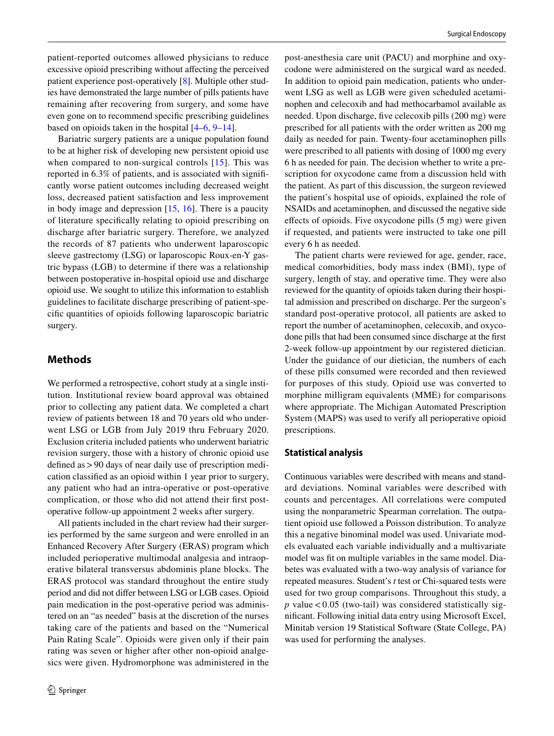patient-reported outcomes allowed physicians to reduce excessive opioid prescribing without affecting the perceived patient experience post-operatively [8]. Multiple other studies have demonstrated the large number of pills patients have remaining after recovering from surgery, and some have even gone on to recommend specific prescribing guidelines based on opioids taken in the hospital [4–6, 9–14].

Bariatric surgery patients are a unique population found to be at higher risk of developing new persistent opioid use when compared to non-surgical controls [15]. This was reported in 6.3% of patients, and is associated with significantly worse patient outcomes including decreased weight loss, decreased patient satisfaction and less improvement in body image and depression [15, 16]. There is a paucity of literature specifically relating to opioid prescribing on discharge after bariatric surgery. Therefore, we analyzed the records of 87 patients who underwent laparoscopic sleeve gastrectomy (LSG) or laparoscopic Roux-en-Y gastric bypass (LGB) to determine if there was a relationship between postoperative in-hospital opioid use and discharge opioid use. We sought to utilize this information to establish guidelines to facilitate discharge prescribing of patient-specific quantities of opioids following laparoscopic bariatric surgery.

## Methods

We performed a retrospective, cohort study at a single institution. Institutional review board approval was obtained prior to collecting any patient data. We completed a chart review of patients between 18 and 70 years old who underwent LSG or LGB from July 2019 thru February 2020. Exclusion criteria included patients who underwent bariatric revision surgery, those with a history of chronic opioid use defined as > 90 days of near daily use of prescription medication classified as an opioid within 1 year prior to surgery, any patient who had an intra-operative or post-operative complication, or those who did not attend their first post-operative follow-up appointment 2 weeks after surgery.

All patients included in the chart review had their surgeries performed by the same surgeon and were enrolled in an Enhanced Recovery After Surgery (ERAS) program which included perioperative multimodal analgesia and intraoperative bilateral transversus abdominis plane blocks. The ERAS protocol was standard throughout the entire study period and did not differ between LSG or LGB cases. Opioid pain medication in the post-operative period was administered on an "as needed" basis at the discretion of the nurses taking care of the patients and based on the "Numerical Pain Rating Scale". Opioids were given only if their pain rating was seven or higher after other non-opioid analgesics were given. Hydromorphone was administered in the post-anesthesia care unit (PACU) and morphine and oxycodone were administered on the surgical ward as needed. In addition to opioid pain medication, patients who underwent LSG as well as LGB were given scheduled acetaminophen and celecoxib and had methocarbamol available as needed. Upon discharge, five celecoxib pills (200 mg) were prescribed for all patients with the order written as 200 mg daily as needed for pain. Twenty-four acetaminophen pills were prescribed to all patients with dosing of 1000 mg every 6 h as needed for pain. The decision whether to write a prescription for oxycodone came from a discussion held with the patient. As part of this discussion, the surgeon reviewed the patient's hospital use of opioids, explained the role of NSAIDs and acetaminophen, and discussed the negative side effects of opioids. Five oxycodone pills (5 mg) were given if requested, and patients were instructed to take one pill every 6 h as needed.

The patient charts were reviewed for age, gender, race, medical comorbidities, body mass index (BMI), type of surgery, length of stay, and operative time. They were also reviewed for the quantity of opioids taken during their hospital admission and prescribed on discharge. Per the surgeon's standard post-operative protocol, all patients are asked to report the number of acetaminophen, celecoxib, and oxycodone pills that had been consumed since discharge at the first 2-week follow-up appointment by our registered dietician. Under the guidance of our dietician, the numbers of each of these pills consumed were recorded and then reviewed for purposes of this study. Opioid use was converted to morphine milligram equivalents (MME) for comparisons where appropriate. The Michigan Automated Prescription System (MAPS) was used to verify all perioperative opioid prescriptions.

### Statistical analysis

Continuous variables were described with means and standard deviations. Nominal variables were described with counts and percentages. All correlations were computed using the nonparametric Spearman correlation. The outpatient opioid use followed a Poisson distribution. To analyze this a negative binominal model was used. Univariate models evaluated each variable individually and a multivariate model was fit on multiple variables in the same model. Diabetes was evaluated with a two-way analysis of variance for repeated measures. Student's *t* test or Chi-squared tests were used for two group comparisons. Throughout this study, a $p$ value $< 0.05$ (two-tail) was considered statistically significant. Following initial data entry using Microsoft Excel, Minitab version 19 Statistical Software (State College, PA) was used for performing the analyses.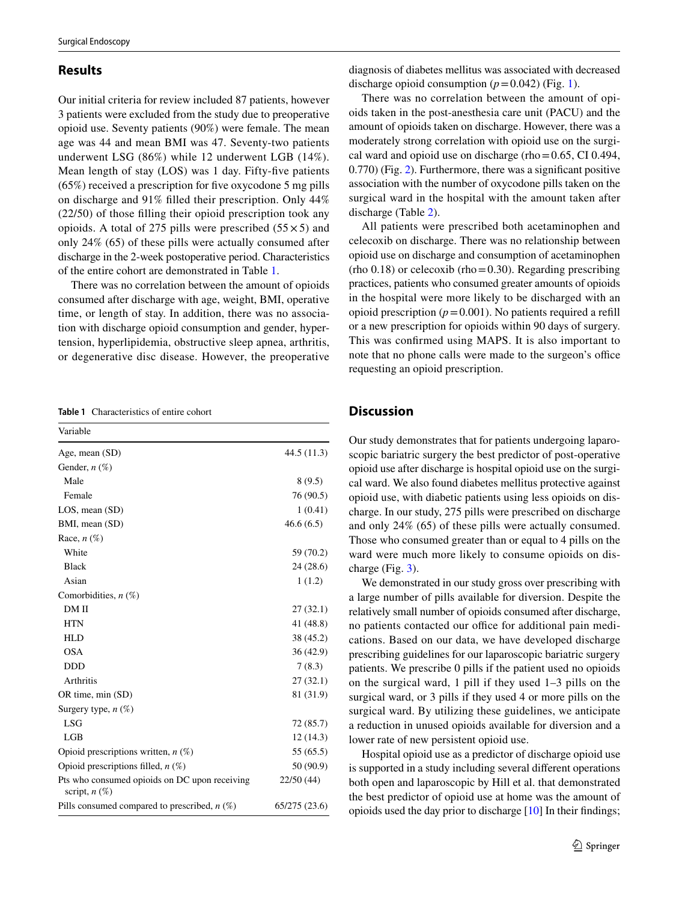## Results

Our initial criteria for review included 87 patients, however 3 patients were excluded from the study due to preoperative opioid use. Seventy patients (90%) were female. The mean age was 44 and mean BMI was 47. Seventy-two patients underwent LSG (86%) while 12 underwent LGB (14%). Mean length of stay (LOS) was 1 day. Fifty-five patients (65%) received a prescription for five oxycodone 5 mg pills on discharge and 91% filled their prescription. Only 44% (22/50) of those filling their opioid prescription took any opioids. A total of 275 pills were prescribed (55 × 5) and only 24% (65) of these pills were actually consumed after discharge in the 2-week postoperative period. Characteristics of the entire cohort are demonstrated in Table 1.

There was no correlation between the amount of opioids consumed after discharge with age, weight, BMI, operative time, or length of stay. In addition, there was no association with discharge opioid consumption and gender, hypertension, hyperlipidemia, obstructive sleep apnea, arthritis, or degenerative disc disease. However, the preoperative diagnosis of diabetes mellitus was associated with decreased discharge opioid consumption ($p = 0.042$) (Fig. 1).

There was no correlation between the amount of opioids taken in the post-anesthesia care unit (PACU) and the amount of opioids taken on discharge. However, there was a moderately strong correlation with opioid use on the surgical ward and opioid use on discharge (rho = 0.65, CI 0.494, 0.770) (Fig. 2). Furthermore, there was a significant positive association with the number of oxycodone pills taken on the surgical ward in the hospital with the amount taken after discharge (Table 2).

All patients were prescribed both acetaminophen and celecoxib on discharge. There was no relationship between opioid use on discharge and consumption of acetaminophen (rho 0.18) or celecoxib (rho = 0.30). Regarding prescribing practices, patients who consumed greater amounts of opioids in the hospital were more likely to be discharged with an opioid prescription ($p = 0.001$). No patients required a refill or a new prescription for opioids within 90 days of surgery. This was confirmed using MAPS. It is also important to note that no phone calls were made to the surgeon's office requesting an opioid prescription.

**Table 1** Characteristics of entire cohort

| Variable | |
|---|---|
| Age, mean (SD) | 44.5 (11.3) |
| Gender, *n* (%) | |
| Male | 8 (9.5) |
| Female | 76 (90.5) |
| LOS, mean (SD) | 1 (0.41) |
| BMI, mean (SD) | 46.6 (6.5) |
| Race, *n* (%) | |
| White | 59 (70.2) |
| Black | 24 (28.6) |
| Asian | 1 (1.2) |
| Comorbidities, *n* (%) | |
| DM II | 27 (32.1) |
| HTN | 41 (48.8) |
| HLD | 38 (45.2) |
| OSA | 36 (42.9) |
| DDD | 7 (8.3) |
| Arthritis | 27 (32.1) |
| OR time, min (SD) | 81 (31.9) |
| Surgery type, *n* (%) | |
| LSG | 72 (85.7) |
| LGB | 12 (14.3) |
| Opioid prescriptions written, *n* (%) | 55 (65.5) |
| Opioid prescriptions filled, *n* (%) | 50 (90.9) |
| Pts who consumed opioids on DC upon receiving script, *n* (%) | 22/50 (44) |
| Pills consumed compared to prescribed, *n* (%) | 65/275 (23.6) |

## Discussion

Our study demonstrates that for patients undergoing laparoscopic bariatric surgery the best predictor of post-operative opioid use after discharge is hospital opioid use on the surgical ward. We also found diabetes mellitus protective against opioid use, with diabetic patients using less opioids on discharge. In our study, 275 pills were prescribed on discharge and only 24% (65) of these pills were actually consumed. Those who consumed greater than or equal to 4 pills on the ward were much more likely to consume opioids on discharge (Fig. 3).

We demonstrated in our study gross over prescribing with a large number of pills available for diversion. Despite the relatively small number of opioids consumed after discharge, no patients contacted our office for additional pain medications. Based on our data, we have developed discharge prescribing guidelines for our laparoscopic bariatric surgery patients. We prescribe 0 pills if the patient used no opioids on the surgical ward, 1 pill if they used 1–3 pills on the surgical ward, or 3 pills if they used 4 or more pills on the surgical ward. By utilizing these guidelines, we anticipate a reduction in unused opioids available for diversion and a lower rate of new persistent opioid use.

Hospital opioid use as a predictor of discharge opioid use is supported in a study including several different operations both open and laparoscopic by Hill et al. that demonstrated the best predictor of opioid use at home was the amount of opioids used the day prior to discharge [10] In their findings;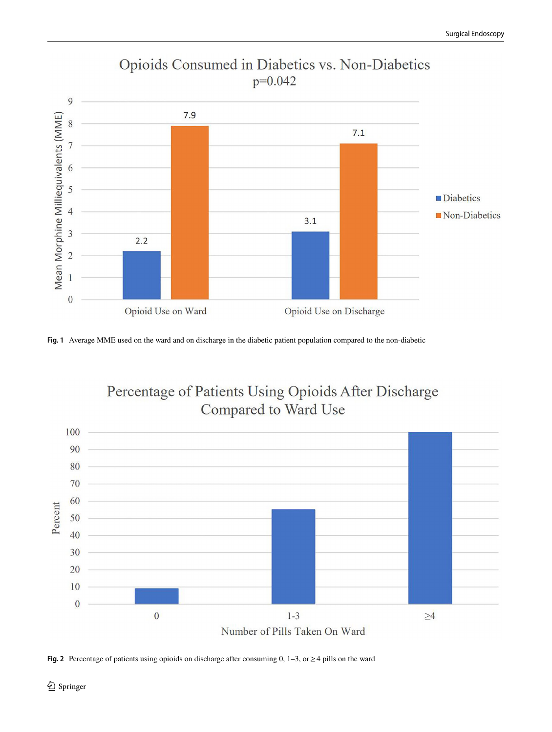Fig. 1 Average MME used on the ward and on discharge in the diabetic patient population compared to the non-diabetic

Fig. 2 Percentage of patients using opioids on discharge after consuming 0, 1–3, or ≥ 4 pills on the ward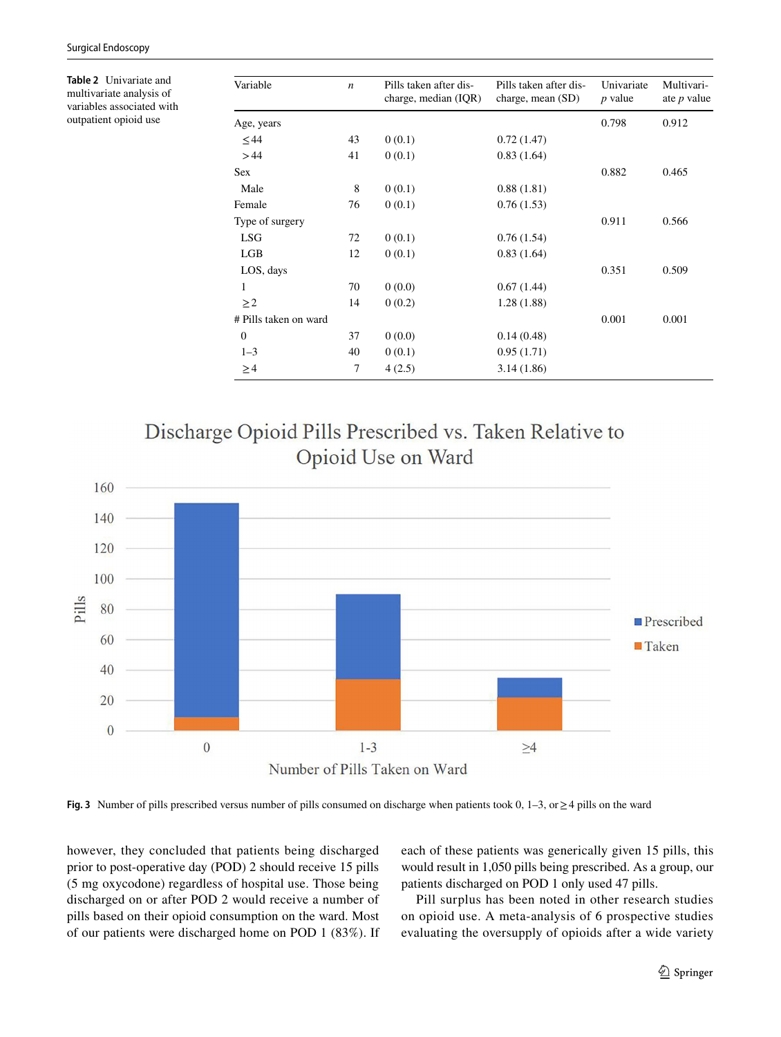**Table 2** Univariate and multivariate analysis of variables associated with outpatient opioid use

| Variable | $n$ | Pills taken after discharge, median (IQR) | Pills taken after discharge, mean (SD) | Univariate $p$ value | Multivariate $p$ value |
|---|---|---|---|---|---|
| Age, years | | | | 0.798 | 0.912 |
| ≤ 44 | 43 | 0 (0.1) | 0.72 (1.47) | | |
| > 44 | 41 | 0 (0.1) | 0.83 (1.64) | | |
| Sex | | | | 0.882 | 0.465 |
| Male | 8 | 0 (0.1) | 0.88 (1.81) | | |
| Female | 76 | 0 (0.1) | 0.76 (1.53) | | |
| Type of surgery | | | | 0.911 | 0.566 |
| LSG | 72 | 0 (0.1) | 0.76 (1.54) | | |
| LGB | 12 | 0 (0.1) | 0.83 (1.64) | | |
| LOS, days | | | | 0.351 | 0.509 |
| 1 | 70 | 0 (0.0) | 0.67 (1.44) | | |
| ≥ 2 | 14 | 0 (0.2) | 1.28 (1.88) | | |
| # Pills taken on ward | | | | 0.001 | 0.001 |
| 0 | 37 | 0 (0.0) | 0.14 (0.48) | | |
| 1–3 | 40 | 0 (0.1) | 0.95 (1.71) | | |
| ≥ 4 | 7 | 4 (2.5) | 3.14 (1.86) | | |

**Fig. 3** Number of pills prescribed versus number of pills consumed on discharge when patients took 0, 1–3, or ≥ 4 pills on the ward

however, they concluded that patients being discharged prior to post-operative day (POD) 2 should receive 15 pills (5 mg oxycodone) regardless of hospital use. Those being discharged on or after POD 2 would receive a number of pills based on their opioid consumption on the ward. Most of our patients were discharged home on POD 1 (83%). If each of these patients was generically given 15 pills, this would result in 1,050 pills being prescribed. As a group, our patients discharged on POD 1 only used 47 pills.

Pill surplus has been noted in other research studies on opioid use. A meta-analysis of 6 prospective studies evaluating the oversupply of opioids after a wide variety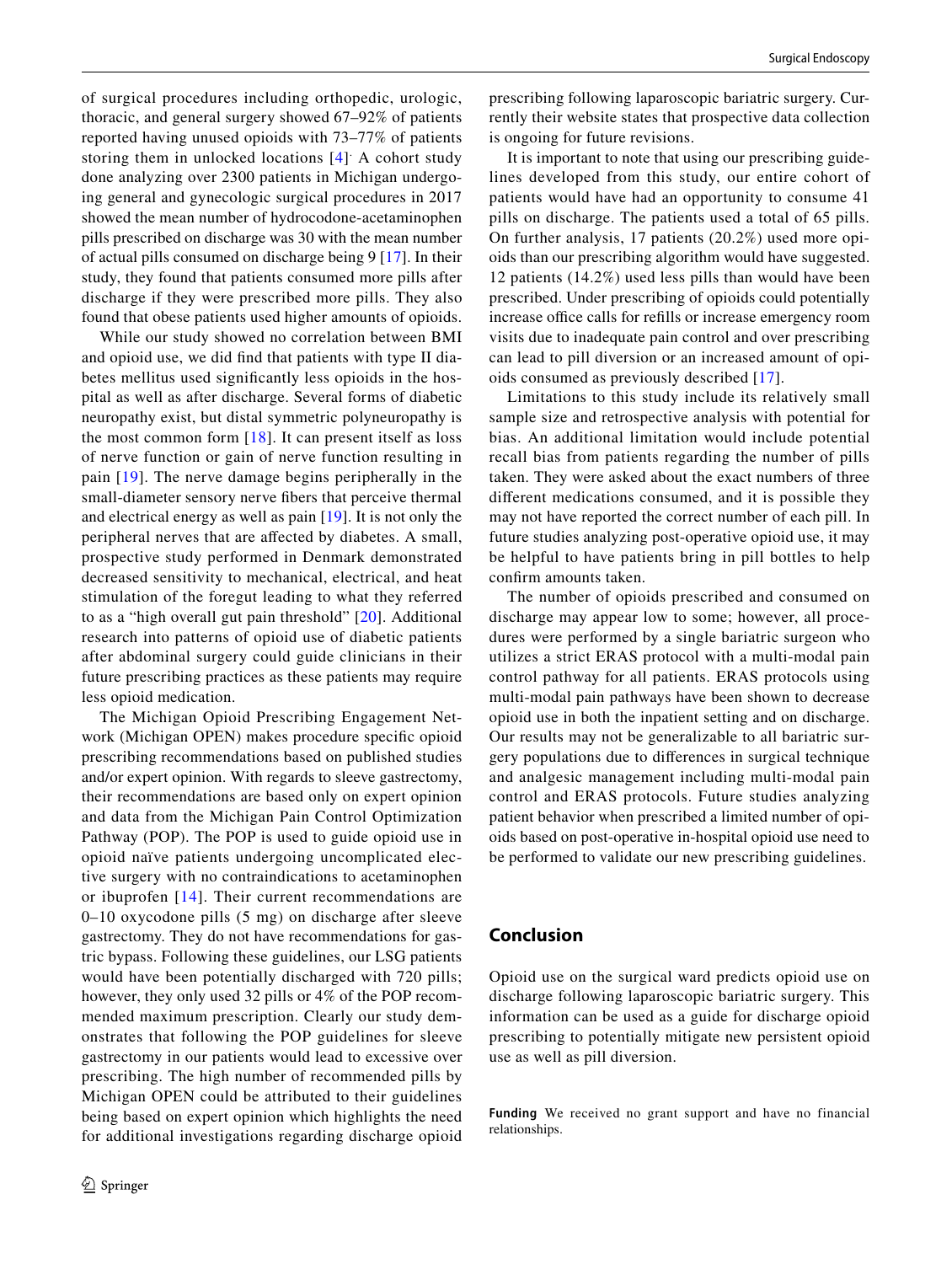of surgical procedures including orthopedic, urologic, thoracic, and general surgery showed 67–92% of patients reported having unused opioids with 73–77% of patients storing them in unlocked locations [4]. A cohort study done analyzing over 2300 patients in Michigan undergoing general and gynecologic surgical procedures in 2017 showed the mean number of hydrocodone-acetaminophen pills prescribed on discharge was 30 with the mean number of actual pills consumed on discharge being 9 [17]. In their study, they found that patients consumed more pills after discharge if they were prescribed more pills. They also found that obese patients used higher amounts of opioids.

While our study showed no correlation between BMI and opioid use, we did find that patients with type II diabetes mellitus used significantly less opioids in the hospital as well as after discharge. Several forms of diabetic neuropathy exist, but distal symmetric polyneuropathy is the most common form [18]. It can present itself as loss of nerve function or gain of nerve function resulting in pain [19]. The nerve damage begins peripherally in the small-diameter sensory nerve fibers that perceive thermal and electrical energy as well as pain [19]. It is not only the peripheral nerves that are affected by diabetes. A small, prospective study performed in Denmark demonstrated decreased sensitivity to mechanical, electrical, and heat stimulation of the foregut leading to what they referred to as a "high overall gut pain threshold" [20]. Additional research into patterns of opioid use of diabetic patients after abdominal surgery could guide clinicians in their future prescribing practices as these patients may require less opioid medication.

The Michigan Opioid Prescribing Engagement Network (Michigan OPEN) makes procedure specific opioid prescribing recommendations based on published studies and/or expert opinion. With regards to sleeve gastrectomy, their recommendations are based only on expert opinion and data from the Michigan Pain Control Optimization Pathway (POP). The POP is used to guide opioid use in opioid naïve patients undergoing uncomplicated elective surgery with no contraindications to acetaminophen or ibuprofen [14]. Their current recommendations are 0–10 oxycodone pills (5 mg) on discharge after sleeve gastrectomy. They do not have recommendations for gastric bypass. Following these guidelines, our LSG patients would have been potentially discharged with 720 pills; however, they only used 32 pills or 4% of the POP recommended maximum prescription. Clearly our study demonstrates that following the POP guidelines for sleeve gastrectomy in our patients would lead to excessive over prescribing. The high number of recommended pills by Michigan OPEN could be attributed to their guidelines being based on expert opinion which highlights the need for additional investigations regarding discharge opioid prescribing following laparoscopic bariatric surgery. Currently their website states that prospective data collection is ongoing for future revisions.

It is important to note that using our prescribing guidelines developed from this study, our entire cohort of patients would have had an opportunity to consume 41 pills on discharge. The patients used a total of 65 pills. On further analysis, 17 patients (20.2%) used more opioids than our prescribing algorithm would have suggested. 12 patients (14.2%) used less pills than would have been prescribed. Under prescribing of opioids could potentially increase office calls for refills or increase emergency room visits due to inadequate pain control and over prescribing can lead to pill diversion or an increased amount of opioids consumed as previously described [17].

Limitations to this study include its relatively small sample size and retrospective analysis with potential for bias. An additional limitation would include potential recall bias from patients regarding the number of pills taken. They were asked about the exact numbers of three different medications consumed, and it is possible they may not have reported the correct number of each pill. In future studies analyzing post-operative opioid use, it may be helpful to have patients bring in pill bottles to help confirm amounts taken.

The number of opioids prescribed and consumed on discharge may appear low to some; however, all procedures were performed by a single bariatric surgeon who utilizes a strict ERAS protocol with a multi-modal pain control pathway for all patients. ERAS protocols using multi-modal pain pathways have been shown to decrease opioid use in both the inpatient setting and on discharge. Our results may not be generalizable to all bariatric surgery populations due to differences in surgical technique and analgesic management including multi-modal pain control and ERAS protocols. Future studies analyzing patient behavior when prescribed a limited number of opioids based on post-operative in-hospital opioid use need to be performed to validate our new prescribing guidelines.

## Conclusion

Opioid use on the surgical ward predicts opioid use on discharge following laparoscopic bariatric surgery. This information can be used as a guide for discharge opioid prescribing to potentially mitigate new persistent opioid use as well as pill diversion.

**Funding** We received no grant support and have no financial relationships.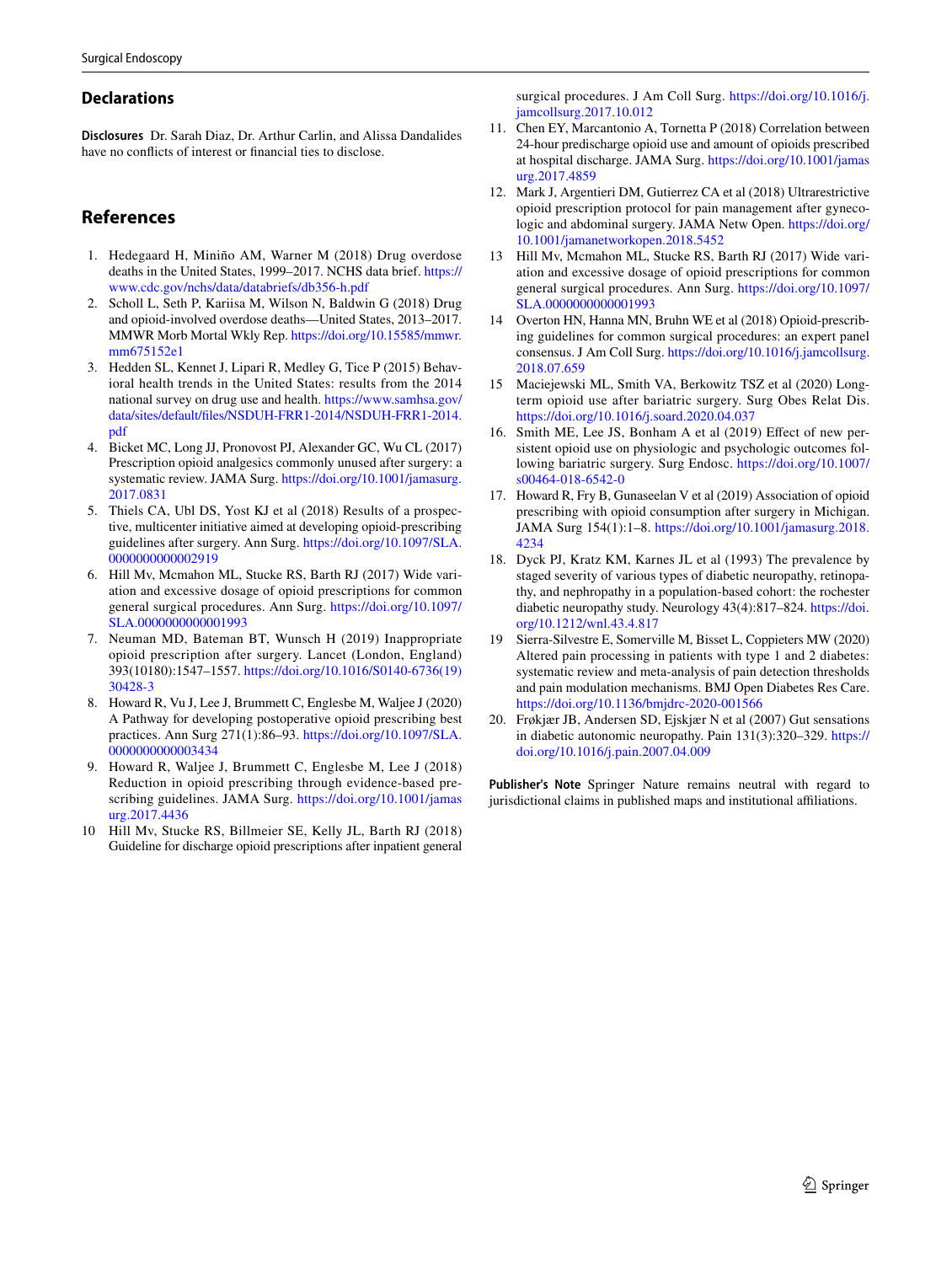## Declarations

**Disclosures** Dr. Sarah Diaz, Dr. Arthur Carlin, and Alissa Dandalides have no conflicts of interest or financial ties to disclose.

## References

1. Hedegaard H, Miniño AM, Warner M (2018) Drug overdose deaths in the United States, 1999–2017. NCHS data brief. https://www.cdc.gov/nchs/data/databriefs/db356-h.pdf
2. Scholl L, Seth P, Kariisa M, Wilson N, Baldwin G (2018) Drug and opioid-involved overdose deaths—United States, 2013–2017. MMWR Morb Mortal Wkly Rep. https://doi.org/10.15585/mmwr.mm675152e1
3. Hedden SL, Kennet J, Lipari R, Medley G, Tice P (2015) Behavioral health trends in the United States: results from the 2014 national survey on drug use and health. https://www.samhsa.gov/data/sites/default/files/NSDUH-FRR1-2014/NSDUH-FRR1-2014.pdf
4. Bicket MC, Long JJ, Pronovost PJ, Alexander GC, Wu CL (2017) Prescription opioid analgesics commonly unused after surgery: a systematic review. JAMA Surg. https://doi.org/10.1001/jamasurg.2017.0831
5. Thiels CA, Ubl DS, Yost KJ et al (2018) Results of a prospective, multicenter initiative aimed at developing opioid-prescribing guidelines after surgery. Ann Surg. https://doi.org/10.1097/SLA.0000000000002919
6. Hill Mv, Mcmahon ML, Stucke RS, Barth RJ (2017) Wide variation and excessive dosage of opioid prescriptions for common general surgical procedures. Ann Surg. https://doi.org/10.1097/SLA.0000000000001993
7. Neuman MD, Bateman BT, Wunsch H (2019) Inappropriate opioid prescription after surgery. Lancet (London, England) 393(10180):1547–1557. https://doi.org/10.1016/S0140-6736(19)30428-3
8. Howard R, Vu J, Lee J, Brummett C, Englesbe M, Waljee J (2020) A Pathway for developing postoperative opioid prescribing best practices. Ann Surg 271(1):86–93. https://doi.org/10.1097/SLA.0000000000003434
9. Howard R, Waljee J, Brummett C, Englesbe M, Lee J (2018) Reduction in opioid prescribing through evidence-based prescribing guidelines. JAMA Surg. https://doi.org/10.1001/jamasurg.2017.4436
10. Hill Mv, Stucke RS, Billmeier SE, Kelly JL, Barth RJ (2018) Guideline for discharge opioid prescriptions after inpatient general surgical procedures. J Am Coll Surg. https://doi.org/10.1016/j.jamcollsurg.2017.10.012
11. Chen EY, Marcantonio A, Tornetta P (2018) Correlation between 24-hour predischarge opioid use and amount of opioids prescribed at hospital discharge. JAMA Surg. https://doi.org/10.1001/jamasurg.2017.4859
12. Mark J, Argentieri DM, Gutierrez CA et al (2018) Ultrarestrictive opioid prescription protocol for pain management after gynecologic and abdominal surgery. JAMA Netw Open. https://doi.org/10.1001/jamanetworkopen.2018.5452
13. Hill Mv, Mcmahon ML, Stucke RS, Barth RJ (2017) Wide variation and excessive dosage of opioid prescriptions for common general surgical procedures. Ann Surg. https://doi.org/10.1097/SLA.0000000000001993
14. Overton HN, Hanna MN, Bruhn WE et al (2018) Opioid-prescribing guidelines for common surgical procedures: an expert panel consensus. J Am Coll Surg. https://doi.org/10.1016/j.jamcollsurg.2018.07.659
15. Maciejewski ML, Smith VA, Berkowitz TSZ et al (2020) Long-term opioid use after bariatric surgery. Surg Obes Relat Dis. https://doi.org/10.1016/j.soard.2020.04.037
16. Smith ME, Lee JS, Bonham A et al (2019) Effect of new persistent opioid use on physiologic and psychologic outcomes following bariatric surgery. Surg Endosc. https://doi.org/10.1007/s00464-018-6542-0
17. Howard R, Fry B, Gunaseelan V et al (2019) Association of opioid prescribing with opioid consumption after surgery in Michigan. JAMA Surg 154(1):1–8. https://doi.org/10.1001/jamasurg.2018.4234
18. Dyck PJ, Kratz KM, Karnes JL et al (1993) The prevalence by staged severity of various types of diabetic neuropathy, retinopathy, and nephropathy in a population-based cohort: the rochester diabetic neuropathy study. Neurology 43(4):817–824. https://doi.org/10.1212/wnl.43.4.817
19. Sierra-Silvestre E, Somerville M, Bisset L, Coppieters MW (2020) Altered pain processing in patients with type 1 and 2 diabetes: systematic review and meta-analysis of pain detection thresholds and pain modulation mechanisms. BMJ Open Diabetes Res Care. https://doi.org/10.1136/bmjdrc-2020-001566
20. Frøkjær JB, Andersen SD, Ejskjær N et al (2007) Gut sensations in diabetic autonomic neuropathy. Pain 131(3):320–329. https://doi.org/10.1016/j.pain.2007.04.009

**Publisher's Note** Springer Nature remains neutral with regard to jurisdictional claims in published maps and institutional affiliations.